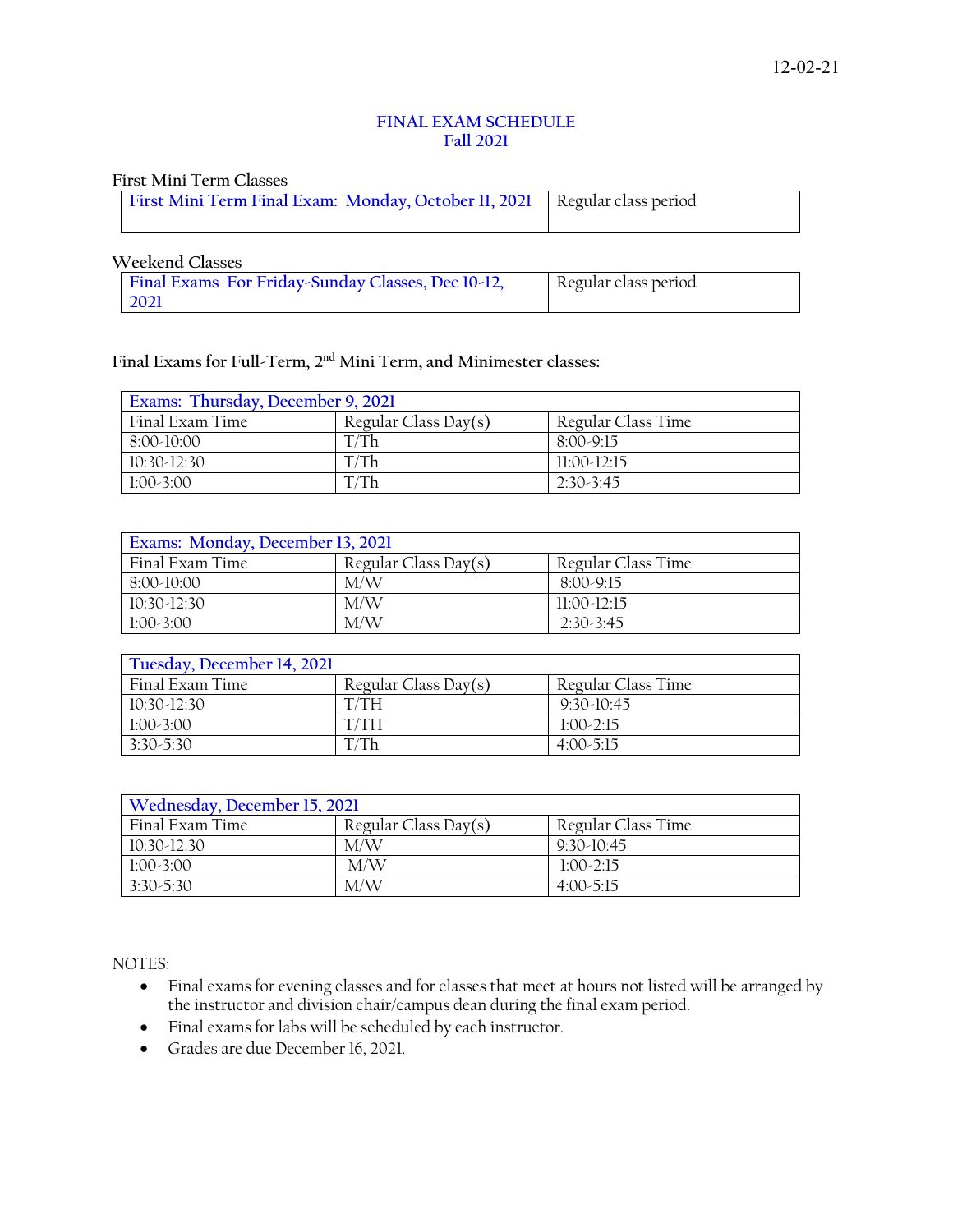12-02-21

# FINAL EXAM SCHEDULE
## Fall 2021

First Mini Term Classes

| First Mini Term Final Exam: Monday, October 11, 2021 | Regular class period |
|---|---|

Weekend Classes

| Final Exams For Friday-Sunday Classes, Dec 10-12, 2021 | Regular class period |
|---|---|

Final Exams for Full-Term, 2nd Mini Term, and Minimester classes:

| Exams: Thursday, December 9, 2021 | | |
|---|---|---|
| Final Exam Time | Regular Class Day(s) | Regular Class Time |
| 8:00-10:00 | T/Th | 8:00-9:15 |
| 10:30-12:30 | T/Th | 11:00-12:15 |
| 1:00-3:00 | T/Th | 2:30-3:45 |

| Exams: Monday, December 13, 2021 | | |
|---|---|---|
| Final Exam Time | Regular Class Day(s) | Regular Class Time |
| 8:00-10:00 | M/W | 8:00-9:15 |
| 10:30-12:30 | M/W | 11:00-12:15 |
| 1:00-3:00 | M/W | 2:30-3:45 |

| Tuesday, December 14, 2021 | | |
|---|---|---|
| Final Exam Time | Regular Class Day(s) | Regular Class Time |
| 10:30-12:30 | T/TH | 9:30-10:45 |
| 1:00-3:00 | T/TH | 1:00-2:15 |
| 3:30-5:30 | T/Th | 4:00-5:15 |

| Wednesday, December 15, 2021 | | |
|---|---|---|
| Final Exam Time | Regular Class Day(s) | Regular Class Time |
| 10:30-12:30 | M/W | 9:30-10:45 |
| 1:00-3:00 | M/W | 1:00-2:15 |
| 3:30-5:30 | M/W | 4:00-5:15 |

NOTES:

- Final exams for evening classes and for classes that meet at hours not listed will be arranged by the instructor and division chair/campus dean during the final exam period.
- Final exams for labs will be scheduled by each instructor.
- Grades are due December 16, 2021.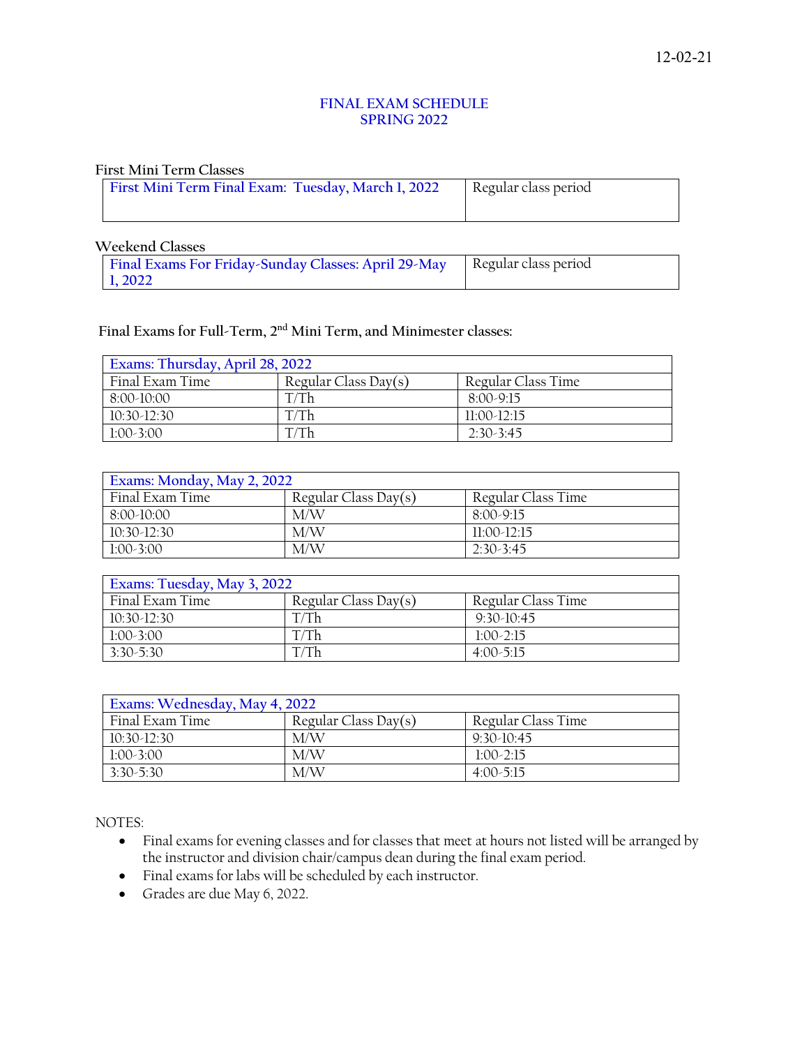12-02-21

# FINAL EXAM SCHEDULE
# SPRING 2022

First Mini Term Classes

| First Mini Term Final Exam: Tuesday, March 1, 2022 | Regular class period |
|---|---|

Weekend Classes

| Final Exams For Friday-Sunday Classes: April 29-May 1, 2022 | Regular class period |
|---|---|

Final Exams for Full-Term, 2nd Mini Term, and Minimester classes:

| Exams: Thursday, April 28, 2022 | | |
|---|---|---|
| Final Exam Time | Regular Class Day(s) | Regular Class Time |
| 8:00-10:00 | T/Th | 8:00-9:15 |
| 10:30-12:30 | T/Th | 11:00-12:15 |
| 1:00-3:00 | T/Th | 2:30-3:45 |

| Exams: Monday, May 2, 2022 | | |
|---|---|---|
| Final Exam Time | Regular Class Day(s) | Regular Class Time |
| 8:00-10:00 | M/W | 8:00-9:15 |
| 10:30-12:30 | M/W | 11:00-12:15 |
| 1:00-3:00 | M/W | 2:30-3:45 |

| Exams: Tuesday, May 3, 2022 | | |
|---|---|---|
| Final Exam Time | Regular Class Day(s) | Regular Class Time |
| 10:30-12:30 | T/Th | 9:30-10:45 |
| 1:00-3:00 | T/Th | 1:00-2:15 |
| 3:30-5:30 | T/Th | 4:00-5:15 |

| Exams: Wednesday, May 4, 2022 | | |
|---|---|---|
| Final Exam Time | Regular Class Day(s) | Regular Class Time |
| 10:30-12:30 | M/W | 9:30-10:45 |
| 1:00-3:00 | M/W | 1:00-2:15 |
| 3:30-5:30 | M/W | 4:00-5:15 |

NOTES:

- Final exams for evening classes and for classes that meet at hours not listed will be arranged by the instructor and division chair/campus dean during the final exam period.
- Final exams for labs will be scheduled by each instructor.
- Grades are due May 6, 2022.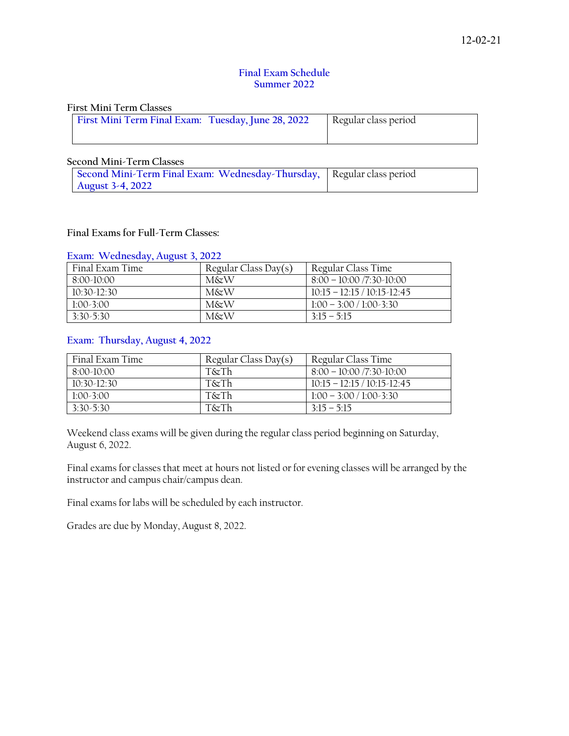12-02-21

# Final Exam Schedule
## Summer 2022

### First Mini Term Classes

| | |
|---|---|
| First Mini Term Final Exam: Tuesday, June 28, 2022 | Regular class period |

### Second Mini-Term Classes

| | |
|---|---|
| Second Mini-Term Final Exam: Wednesday-Thursday, August 3-4, 2022 | Regular class period |

### Final Exams for Full-Term Classes:

**Exam: Wednesday, August 3, 2022**

| Final Exam Time | Regular Class Day(s) | Regular Class Time |
|---|---|---|
| 8:00-10:00 | M&W | 8:00 – 10:00 /7:30-10:00 |
| 10:30-12:30 | M&W | 10:15 – 12:15 / 10:15-12:45 |
| 1:00-3:00 | M&W | 1:00 – 3:00 / 1:00-3:30 |
| 3:30-5:30 | M&W | 3:15 – 5:15 |

**Exam: Thursday, August 4, 2022**

| Final Exam Time | Regular Class Day(s) | Regular Class Time |
|---|---|---|
| 8:00-10:00 | T&Th | 8:00 – 10:00 /7:30-10:00 |
| 10:30-12:30 | T&Th | 10:15 – 12:15 / 10:15-12:45 |
| 1:00-3:00 | T&Th | 1:00 – 3:00 / 1:00-3:30 |
| 3:30-5:30 | T&Th | 3:15 – 5:15 |

Weekend class exams will be given during the regular class period beginning on Saturday, August 6, 2022.

Final exams for classes that meet at hours not listed or for evening classes will be arranged by the instructor and campus chair/campus dean.

Final exams for labs will be scheduled by each instructor.

Grades are due by Monday, August 8, 2022.